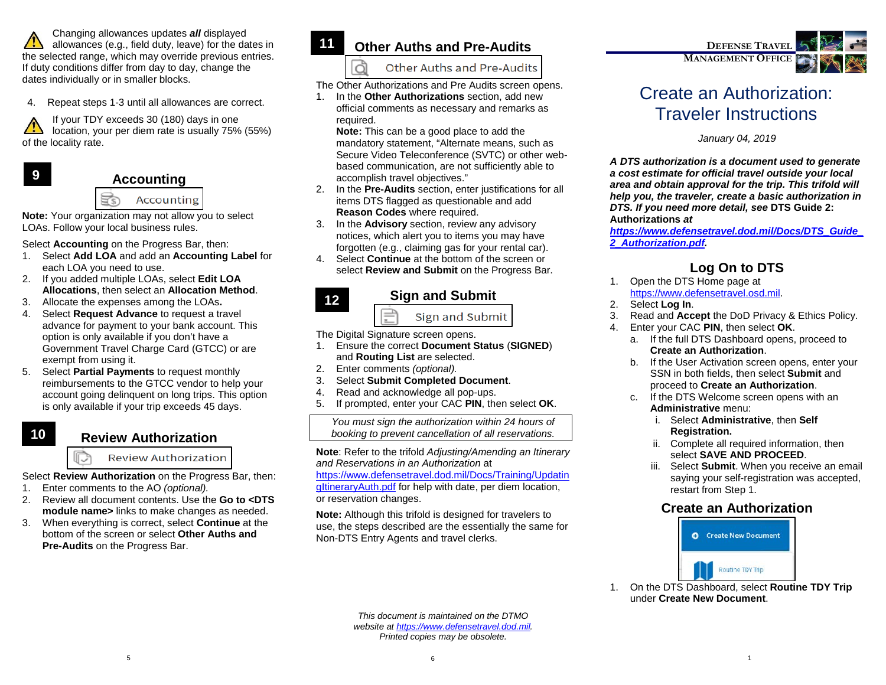Changing allowances updates ***all*** displayed allowances (e.g., field duty, leave) for the dates in the selected range, which may override previous entries. If duty conditions differ from day to day, change the dates individually or in smaller blocks.

4. Repeat steps 1-3 until all allowances are correct.

If your TDY exceeds 30 (180) days in one location, your per diem rate is usually 75% (55%) of the locality rate.

## 9 Accounting

Accounting

**Note:** Your organization may not allow you to select LOAs. Follow your local business rules.

Select **Accounting** on the Progress Bar, then:

1. Select **Add LOA** and add an **Accounting Label** for each LOA you need to use.
2. If you added multiple LOAs, select **Edit LOA Allocations**, then select an **Allocation Method**.
3. Allocate the expenses among the LOAs**.**
4. Select **Request Advance** to request a travel advance for payment to your bank account. This option is only available if you don't have a Government Travel Charge Card (GTCC) or are exempt from using it.
5. Select **Partial Payments** to request monthly reimbursements to the GTCC vendor to help your account going delinquent on long trips. This option is only available if your trip exceeds 45 days.

## 10 Review Authorization

Review Authorization

Select **Review Authorization** on the Progress Bar, then:

1. Enter comments to the AO *(optional).*
2. Review all document contents. Use the **Go to <DTS module name>** links to make changes as needed.
3. When everything is correct, select **Continue** at the bottom of the screen or select **Other Auths and Pre-Audits** on the Progress Bar.

## 11 Other Auths and Pre-Audits

Other Auths and Pre-Audits

The Other Authorizations and Pre Audits screen opens.

1. In the **Other Authorizations** section, add new official comments as necessary and remarks as required.
   **Note:** This can be a good place to add the mandatory statement, "Alternate means, such as Secure Video Teleconference (SVTC) or other web-based communication, are not sufficiently able to accomplish travel objectives."
2. In the **Pre-Audits** section, enter justifications for all items DTS flagged as questionable and add **Reason Codes** where required.
3. In the **Advisory** section, review any advisory notices, which alert you to items you may have forgotten (e.g., claiming gas for your rental car).
4. Select **Continue** at the bottom of the screen or select **Review and Submit** on the Progress Bar.

## 12 Sign and Submit

Sign and Submit

The Digital Signature screen opens.

1. Ensure the correct **Document Status** (**SIGNED**) and **Routing List** are selected.
2. Enter comments *(optional).*
3. Select **Submit Completed Document**.
4. Read and acknowledge all pop-ups.
5. If prompted, enter your CAC **PIN**, then select **OK**.

*You must sign the authorization within 24 hours of booking to prevent cancellation of all reservations.*

**Note**: Refer to the trifold *Adjusting/Amending an Itinerary and Reservations in an Authorization* at https://www.defensetravel.dod.mil/Docs/Training/UpdatingItineraryAuth.pdf for help with date, per diem location, or reservation changes.

**Note:** Although this trifold is designed for travelers to use, the steps described are the essentially the same for Non-DTS Entry Agents and travel clerks.

*This document is maintained on the DTMO website at https://www.defensetravel.dod.mil. Printed copies may be obsolete.*

DEFENSE TRAVEL MANAGEMENT OFFICE

# Create an Authorization: Traveler Instructions

*January 04, 2019*

***A DTS authorization is a document used to generate a cost estimate for official travel outside your local area and obtain approval for the trip. This trifold will help you, the traveler, create a basic authorization in DTS. If you need more detail, see* DTS Guide 2: Authorizations *at https://www.defensetravel.dod.mil/Docs/DTS_Guide_2_Authorization.pdf.***

## Log On to DTS

1. Open the DTS Home page at https://www.defensetravel.osd.mil.
2. Select **Log In**.
3. Read and **Accept** the DoD Privacy & Ethics Policy.
4. Enter your CAC **PIN**, then select **OK**.
   a. If the full DTS Dashboard opens, proceed to **Create an Authorization**.
   b. If the User Activation screen opens, enter your SSN in both fields, then select **Submit** and proceed to **Create an Authorization**.
   c. If the DTS Welcome screen opens with an **Administrative** menu:
      i. Select **Administrative**, then **Self Registration.**
      ii. Complete all required information, then select **SAVE AND PROCEED**.
      iii. Select **Submit**. When you receive an email saying your self-registration was accepted, restart from Step 1.

## Create an Authorization

Create New Document

Routine TDY Trip

1. On the DTS Dashboard, select **Routine TDY Trip** under **Create New Document**.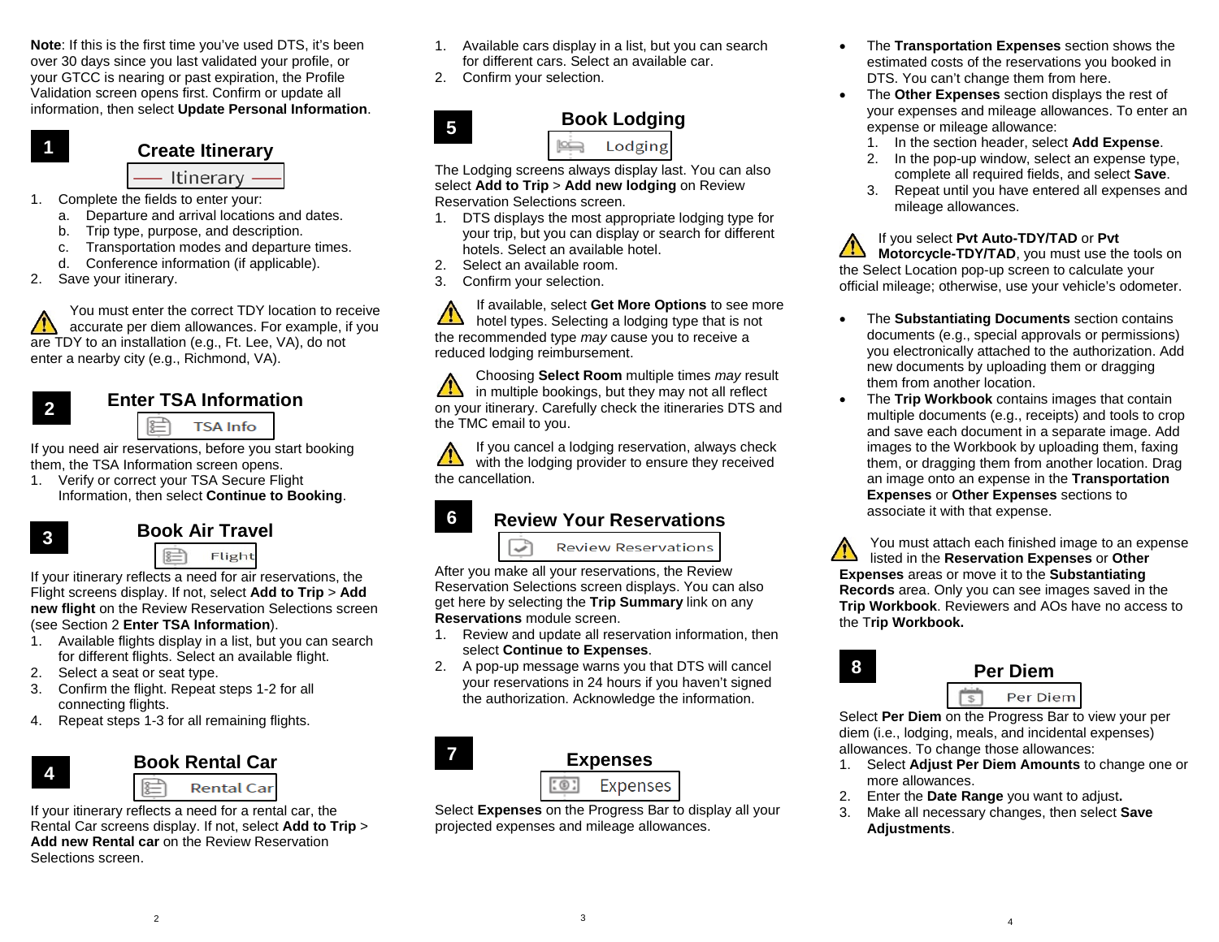**Note**: If this is the first time you've used DTS, it's been over 30 days since you last validated your profile, or your GTCC is nearing or past expiration, the Profile Validation screen opens first. Confirm or update all information, then select **Update Personal Information**.

## 1 Create Itinerary

Itinerary

1. Complete the fields to enter your:
   a. Departure and arrival locations and dates.
   b. Trip type, purpose, and description.
   c. Transportation modes and departure times.
   d. Conference information (if applicable).
2. Save your itinerary.

⚠ You must enter the correct TDY location to receive accurate per diem allowances. For example, if you are TDY to an installation (e.g., Ft. Lee, VA), do not enter a nearby city (e.g., Richmond, VA).

## 2 Enter TSA Information

TSA Info

If you need air reservations, before you start booking them, the TSA Information screen opens.

1. Verify or correct your TSA Secure Flight Information, then select **Continue to Booking**.

## 3 Book Air Travel

Flight

If your itinerary reflects a need for air reservations, the Flight screens display. If not, select **Add to Trip** > **Add new flight** on the Review Reservation Selections screen (see Section 2 **Enter TSA Information**).

1. Available flights display in a list, but you can search for different flights. Select an available flight.
2. Select a seat or seat type.
3. Confirm the flight. Repeat steps 1-2 for all connecting flights.
4. Repeat steps 1-3 for all remaining flights.

## 4 Book Rental Car

Rental Car

If your itinerary reflects a need for a rental car, the Rental Car screens display. If not, select **Add to Trip** > **Add new Rental car** on the Review Reservation Selections screen.

1. Available cars display in a list, but you can search for different cars. Select an available car.
2. Confirm your selection.

## 5 Book Lodging

Lodging

The Lodging screens always display last. You can also select **Add to Trip** > **Add new lodging** on Review Reservation Selections screen.

1. DTS displays the most appropriate lodging type for your trip, but you can display or search for different hotels. Select an available hotel.
2. Select an available room.
3. Confirm your selection.

⚠ If available, select **Get More Options** to see more hotel types. Selecting a lodging type that is not the recommended type *may* cause you to receive a reduced lodging reimbursement.

⚠ Choosing **Select Room** multiple times *may* result in multiple bookings, but they may not all reflect on your itinerary. Carefully check the itineraries DTS and the TMC email to you.

⚠ If you cancel a lodging reservation, always check with the lodging provider to ensure they received the cancellation.

## 6 Review Your Reservations

Review Reservations

After you make all your reservations, the Review Reservation Selections screen displays. You can also get here by selecting the **Trip Summary** link on any **Reservations** module screen.

1. Review and update all reservation information, then select **Continue to Expenses**.
2. A pop-up message warns you that DTS will cancel your reservations in 24 hours if you haven't signed the authorization. Acknowledge the information.

## 7 Expenses

Expenses

Select **Expenses** on the Progress Bar to display all your projected expenses and mileage allowances.

- The **Transportation Expenses** section shows the estimated costs of the reservations you booked in DTS. You can't change them from here.
- The **Other Expenses** section displays the rest of your expenses and mileage allowances. To enter an expense or mileage allowance:
  1. In the section header, select **Add Expense**.
  2. In the pop-up window, select an expense type, complete all required fields, and select **Save**.
  3. Repeat until you have entered all expenses and mileage allowances.

⚠ If you select **Pvt Auto-TDY/TAD** or **Pvt Motorcycle-TDY/TAD**, you must use the tools on the Select Location pop-up screen to calculate your official mileage; otherwise, use your vehicle's odometer.

- The **Substantiating Documents** section contains documents (e.g., special approvals or permissions) you electronically attached to the authorization. Add new documents by uploading them or dragging them from another location.
- The **Trip Workbook** contains images that contain multiple documents (e.g., receipts) and tools to crop and save each document in a separate image. Add images to the Workbook by uploading them, faxing them, or dragging them from another location. Drag an image onto an expense in the **Transportation Expenses** or **Other Expenses** sections to associate it with that expense.

⚠ You must attach each finished image to an expense listed in the **Reservation Expenses** or **Other Expenses** areas or move it to the **Substantiating Records** area. Only you can see images saved in the **Trip Workbook**. Reviewers and AOs have no access to the T**rip Workbook.**

## 8 Per Diem

Per Diem

Select **Per Diem** on the Progress Bar to view your per diem (i.e., lodging, meals, and incidental expenses) allowances. To change those allowances:

1. Select **Adjust Per Diem Amounts** to change one or more allowances.
2. Enter the **Date Range** you want to adjust**.**
3. Make all necessary changes, then select **Save Adjustments**.